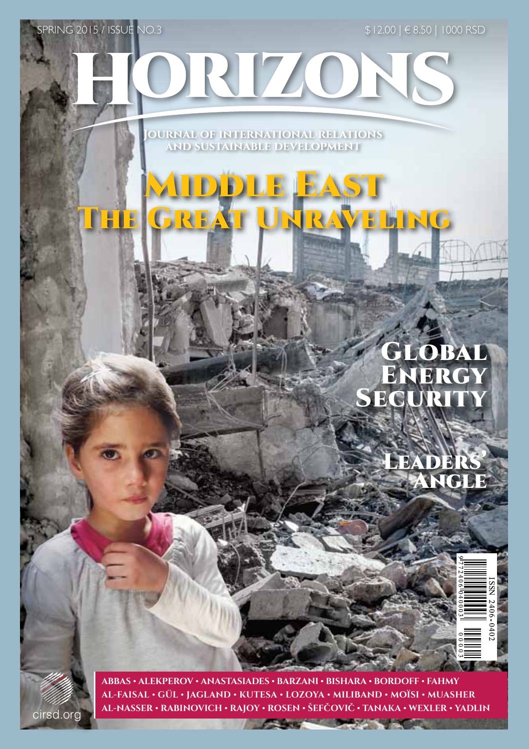SPRING 2015 / ISSUE NO.3

$12.00 | € 8.50 | 1000 RSD

# HORIZONS

**JOURNAL OF INTERNATIONAL RELATIONS AND SUSTAINABLE DEVELOPMENT**

## MIDDLE EAST
## THE GREAT UNRAVELING

## GLOBAL ENERGY SECURITY

## LEADERS' ANGLE

ISSN 2406-0402

**ABBAS • ALEKPEROV • ANASTASIADES • BARZANI • BISHARA • BORDOFF • FAHMY • AL-FAISAL • GÜL • JAGLAND • KUTESA • LOZOYA • MILIBAND • MOÏSI • MUASHER • AL-NASSER • RABINOVICH • RAJOY • ROSEN • ŠEFČOVIČ • TANAKA • WEXLER • YADLIN**

cirsd.org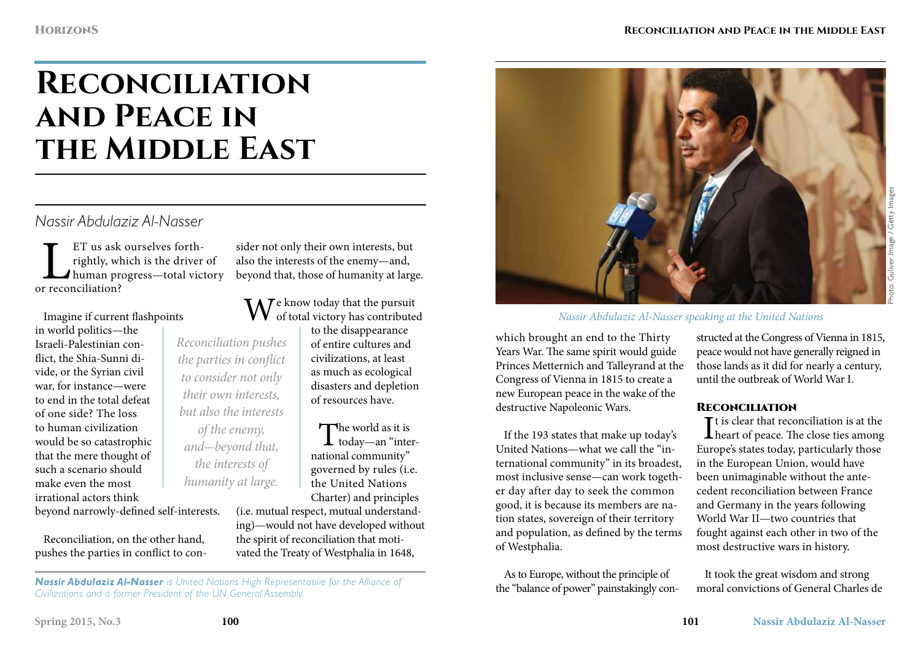# Reconciliation and Peace in the Middle East

*Nassir Abdulaziz Al-Nasser*

LET us ask ourselves forthrightly, which is the driver of human progress—total victory or reconciliation?

Imagine if current flashpoints in world politics—the Israeli-Palestinian conflict, the Shia-Sunni divide, or the Syrian civil war, for instance—were to end in the total defeat of one side? The loss to human civilization would be so catastrophic that the mere thought of such a scenario should make even the most irrational actors think beyond narrowly-defined self-interests.

Reconciliation, on the other hand, pushes the parties in conflict to consider not only their own interests, but also the interests of the enemy—and, beyond that, those of humanity at large.

> *Reconciliation pushes the parties in conflict to consider not only their own interests, but also the interests of the enemy, and—beyond that, the interests of humanity at large.*

We know today that the pursuit of total victory has contributed to the disappearance of entire cultures and civilizations, at least as much as ecological disasters and depletion of resources have.

The world as it is today—an "international community" governed by rules (i.e. the United Nations Charter) and principles (i.e. mutual respect, mutual understanding)—would not have developed without the spirit of reconciliation that motivated the Treaty of Westphalia in 1648, which brought an end to the Thirty Years War. The same spirit would guide Princes Metternich and Talleyrand at the Congress of Vienna in 1815 to create a new European peace in the wake of the destructive Napoleonic Wars.

*Nassir Abdulaziz Al-Nasser speaking at the United Nations*

If the 193 states that make up today's United Nations—what we call the "international community" in its broadest, most inclusive sense—can work together day after day to seek the common good, it is because its members are nation states, sovereign of their territory and population, as defined by the terms of Westphalia.

As to Europe, without the principle of the "balance of power" painstakingly constructed at the Congress of Vienna in 1815, peace would not have generally reigned in those lands as it did for nearly a century, until the outbreak of World War I.

## Reconciliation

It is clear that reconciliation is at the heart of peace. The close ties among Europe's states today, particularly those in the European Union, would have been unimaginable without the antecedent reconciliation between France and Germany in the years following World War II—two countries that fought against each other in two of the most destructive wars in history.

It took the great wisdom and strong moral convictions of General Charles de

***Nassir Abdulaziz Al-Nasser*** *is United Nations High Representative for the Alliance of Civilizations and a former President of the UN General Assembly.*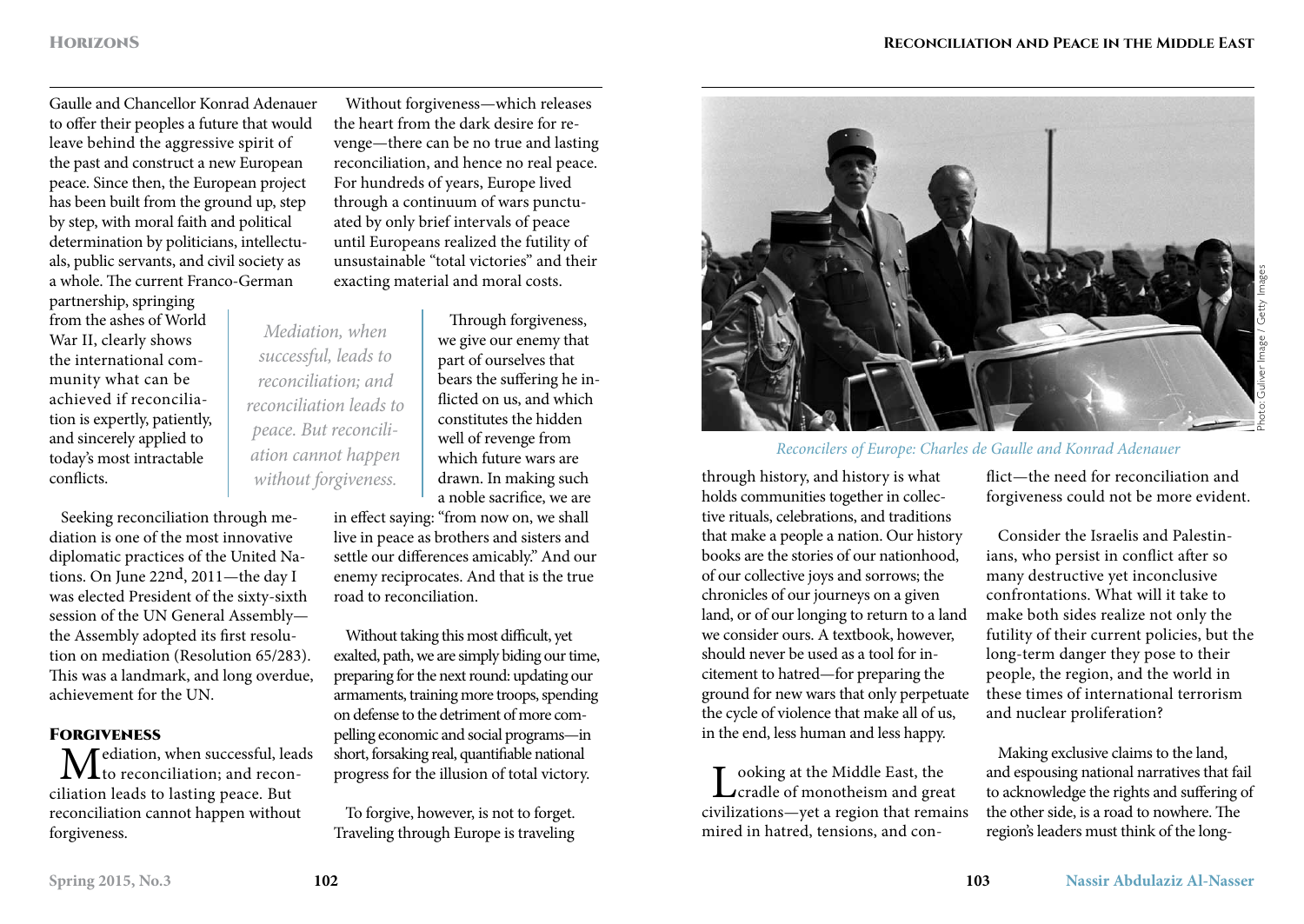Gaulle and Chancellor Konrad Adenauer to offer their peoples a future that would leave behind the aggressive spirit of the past and construct a new European peace. Since then, the European project has been built from the ground up, step by step, with moral faith and political determination by politicians, intellectuals, public servants, and civil society as a whole. The current Franco-German partnership, springing from the ashes of World War II, clearly shows the international community what can be achieved if reconciliation is expertly, patiently, and sincerely applied to today's most intractable conflicts.

*Mediation, when successful, leads to reconciliation; and reconciliation leads to peace. But reconciliation cannot happen without forgiveness.*

Seeking reconciliation through mediation is one of the most innovative diplomatic practices of the United Nations. On June 22nd, 2011—the day I was elected President of the sixty-sixth session of the UN General Assembly—the Assembly adopted its first resolution on mediation (Resolution 65/283). This was a landmark, and long overdue, achievement for the UN.

## Forgiveness

Mediation, when successful, leads to reconciliation; and reconciliation leads to lasting peace. But reconciliation cannot happen without forgiveness.

Without forgiveness—which releases the heart from the dark desire for revenge—there can be no true and lasting reconciliation, and hence no real peace. For hundreds of years, Europe lived through a continuum of wars punctuated by only brief intervals of peace until Europeans realized the futility of unsustainable "total victories" and their exacting material and moral costs.

Through forgiveness, we give our enemy that part of ourselves that bears the suffering he inflicted on us, and which constitutes the hidden well of revenge from which future wars are drawn. In making such a noble sacrifice, we are in effect saying: "from now on, we shall live in peace as brothers and sisters and settle our differences amicably." And our enemy reciprocates. And that is the true road to reconciliation.

Without taking this most difficult, yet exalted, path, we are simply biding our time, preparing for the next round: updating our armaments, training more troops, spending on defense to the detriment of more compelling economic and social programs—in short, forsaking real, quantifiable national progress for the illusion of total victory.

To forgive, however, is not to forget. Traveling through Europe is traveling through history, and history is what holds communities together in collective rituals, celebrations, and traditions that make a people a nation. Our history books are the stories of our nationhood, of our collective joys and sorrows; the chronicles of our journeys on a given land, or of our longing to return to a land we consider ours. A textbook, however, should never be used as a tool for incitement to hatred—for preparing the ground for new wars that only perpetuate the cycle of violence that make all of us, in the end, less human and less happy.

*Reconcilers of Europe: Charles de Gaulle and Konrad Adenauer*

Photo: Gulliver Image / Getty Images

Looking at the Middle East, the cradle of monotheism and great civilizations—yet a region that remains mired in hatred, tensions, and conflict—the need for reconciliation and forgiveness could not be more evident.

Consider the Israelis and Palestinians, who persist in conflict after so many destructive yet inconclusive confrontations. What will it take to make both sides realize not only the futility of their current policies, but the long-term danger they pose to their people, the region, and the world in these times of international terrorism and nuclear proliferation?

Making exclusive claims to the land, and espousing national narratives that fail to acknowledge the rights and suffering of the other side, is a road to nowhere. The region's leaders must think of the long-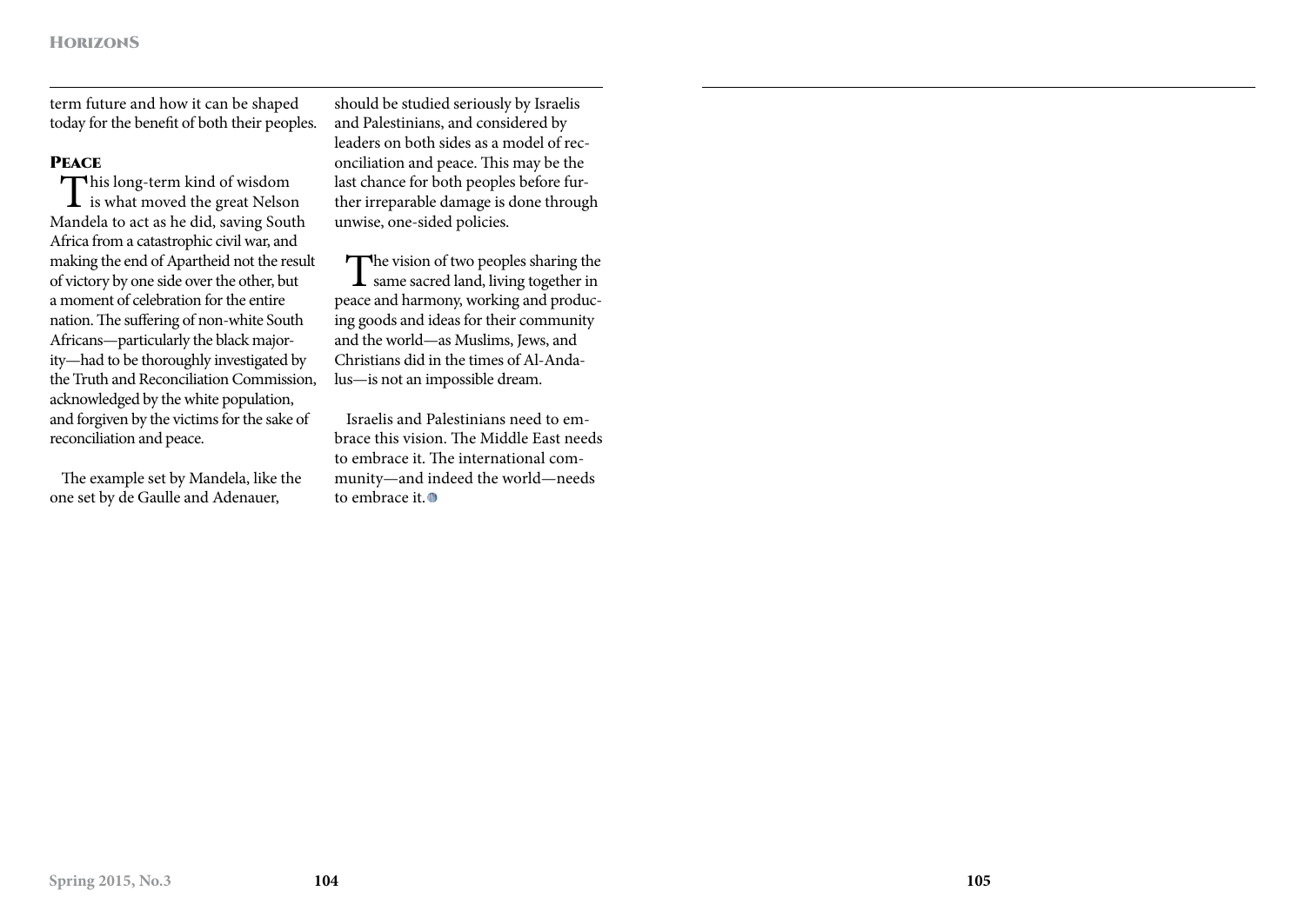term future and how it can be shaped today for the benefit of both their peoples.

## Peace

This long-term kind of wisdom is what moved the great Nelson Mandela to act as he did, saving South Africa from a catastrophic civil war, and making the end of Apartheid not the result of victory by one side over the other, but a moment of celebration for the entire nation. The suffering of non-white South Africans—particularly the black majority—had to be thoroughly investigated by the Truth and Reconciliation Commission, acknowledged by the white population, and forgiven by the victims for the sake of reconciliation and peace.

The example set by Mandela, like the one set by de Gaulle and Adenauer, should be studied seriously by Israelis and Palestinians, and considered by leaders on both sides as a model of reconciliation and peace. This may be the last chance for both peoples before further irreparable damage is done through unwise, one-sided policies.

The vision of two peoples sharing the same sacred land, living together in peace and harmony, working and producing goods and ideas for their community and the world—as Muslims, Jews, and Christians did in the times of Al-Andalus—is not an impossible dream.

Israelis and Palestinians need to embrace this vision. The Middle East needs to embrace it. The international community—and indeed the world—needs to embrace it.